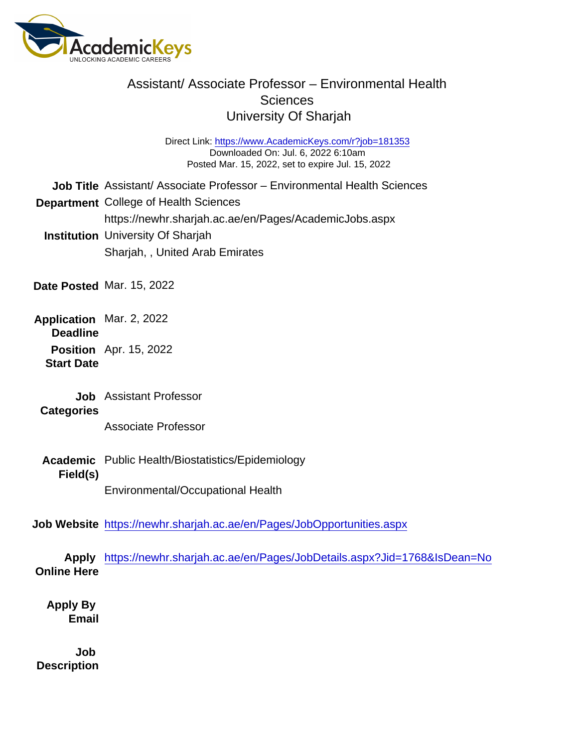# Assistant/ Associate Professor – Environmental Health Sciences
## University Of Sharjah

Direct Link: https://www.AcademicKeys.com/r?job=181353
Downloaded On: Jul. 6, 2022 6:10am
Posted Mar. 15, 2022, set to expire Jul. 15, 2022

**Job Title** Assistant/ Associate Professor – Environmental Health Sciences

**Department** College of Health Sciences
https://newhr.sharjah.ac.ae/en/Pages/AcademicJobs.aspx

**Institution** University Of Sharjah
Sharjah, , United Arab Emirates

**Date Posted** Mar. 15, 2022

**Application Deadline** Mar. 2, 2022

**Position Start Date** Apr. 15, 2022

**Job Categories** Assistant Professor

Associate Professor

**Academic Field(s)** Public Health/Biostatistics/Epidemiology

Environmental/Occupational Health

**Job Website** https://newhr.sharjah.ac.ae/en/Pages/JobOpportunities.aspx

**Apply Online Here** https://newhr.sharjah.ac.ae/en/Pages/JobDetails.aspx?Jid=1768&IsDean=No

**Apply By Email**

**Job Description**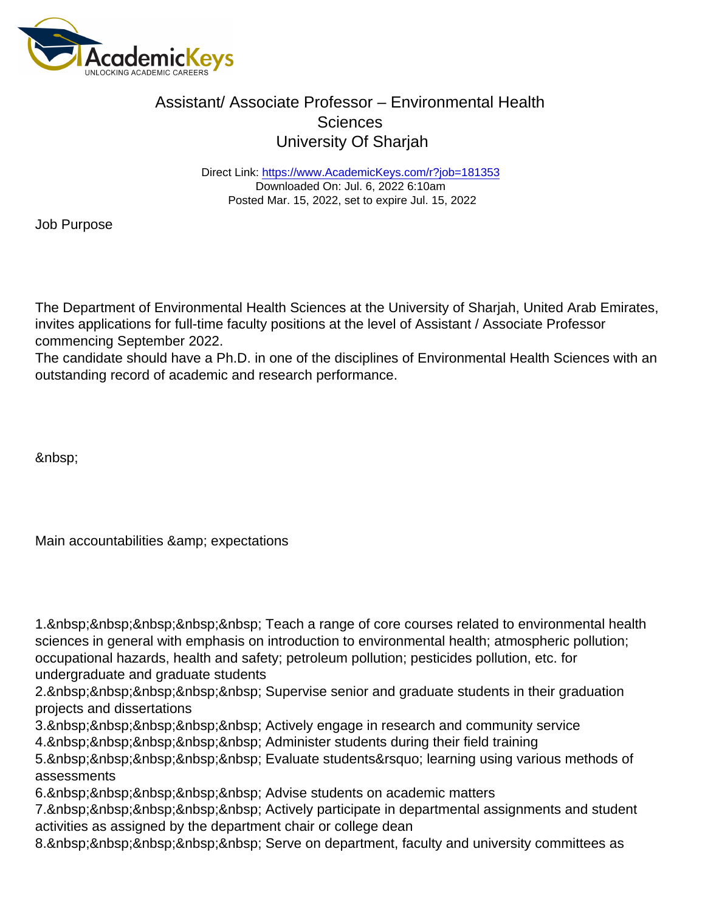# Assistant/ Associate Professor – Environmental Health Sciences
## University Of Sharjah

Direct Link: https://www.AcademicKeys.com/r?job=181353
Downloaded On: Jul. 6, 2022 6:10am
Posted Mar. 15, 2022, set to expire Jul. 15, 2022

Job Purpose

The Department of Environmental Health Sciences at the University of Sharjah, United Arab Emirates, invites applications for full-time faculty positions at the level of Assistant / Associate Professor commencing September 2022.
The candidate should have a Ph.D. in one of the disciplines of Environmental Health Sciences with an outstanding record of academic and research performance.

&nbsp;

Main accountabilities &amp; expectations

1.&nbsp;&nbsp;&nbsp;&nbsp;&nbsp; Teach a range of core courses related to environmental health sciences in general with emphasis on introduction to environmental health; atmospheric pollution; occupational hazards, health and safety; petroleum pollution; pesticides pollution, etc. for undergraduate and graduate students
2.&nbsp;&nbsp;&nbsp;&nbsp;&nbsp; Supervise senior and graduate students in their graduation projects and dissertations
3.&nbsp;&nbsp;&nbsp;&nbsp;&nbsp; Actively engage in research and community service
4.&nbsp;&nbsp;&nbsp;&nbsp;&nbsp; Administer students during their field training
5.&nbsp;&nbsp;&nbsp;&nbsp;&nbsp; Evaluate students&rsquo; learning using various methods of assessments
6.&nbsp;&nbsp;&nbsp;&nbsp;&nbsp; Advise students on academic matters
7.&nbsp;&nbsp;&nbsp;&nbsp;&nbsp; Actively participate in departmental assignments and student activities as assigned by the department chair or college dean
8.&nbsp;&nbsp;&nbsp;&nbsp;&nbsp; Serve on department, faculty and university committees as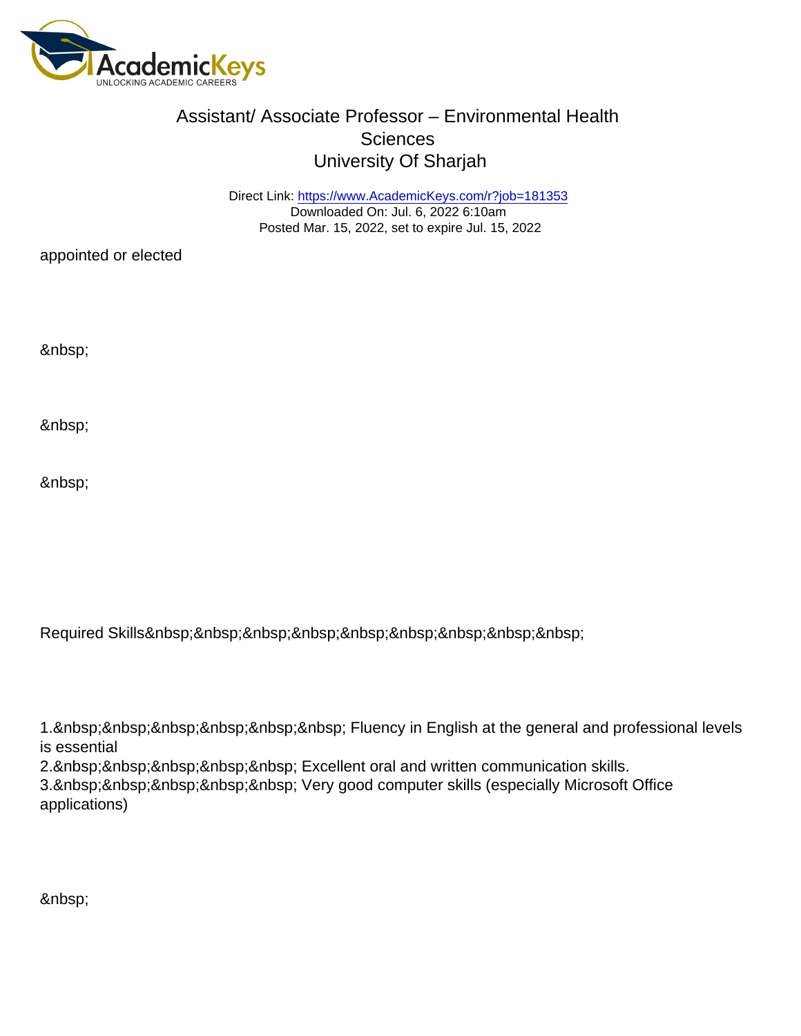# Assistant/ Associate Professor – Environmental Health Sciences

## University Of Sharjah

Direct Link: https://www.AcademicKeys.com/r?job=181353
Downloaded On: Jul. 6, 2022 6:10am
Posted Mar. 15, 2022, set to expire Jul. 15, 2022

appointed or elected

&nbsp;

&nbsp;

&nbsp;

Required Skills&nbsp;&nbsp;&nbsp;&nbsp;&nbsp;&nbsp;&nbsp;&nbsp;&nbsp;

1.&nbsp;&nbsp;&nbsp;&nbsp;&nbsp;&nbsp; Fluency in English at the general and professional levels is essential
2.&nbsp;&nbsp;&nbsp;&nbsp;&nbsp; Excellent oral and written communication skills.
3.&nbsp;&nbsp;&nbsp;&nbsp;&nbsp; Very good computer skills (especially Microsoft Office applications)

&nbsp;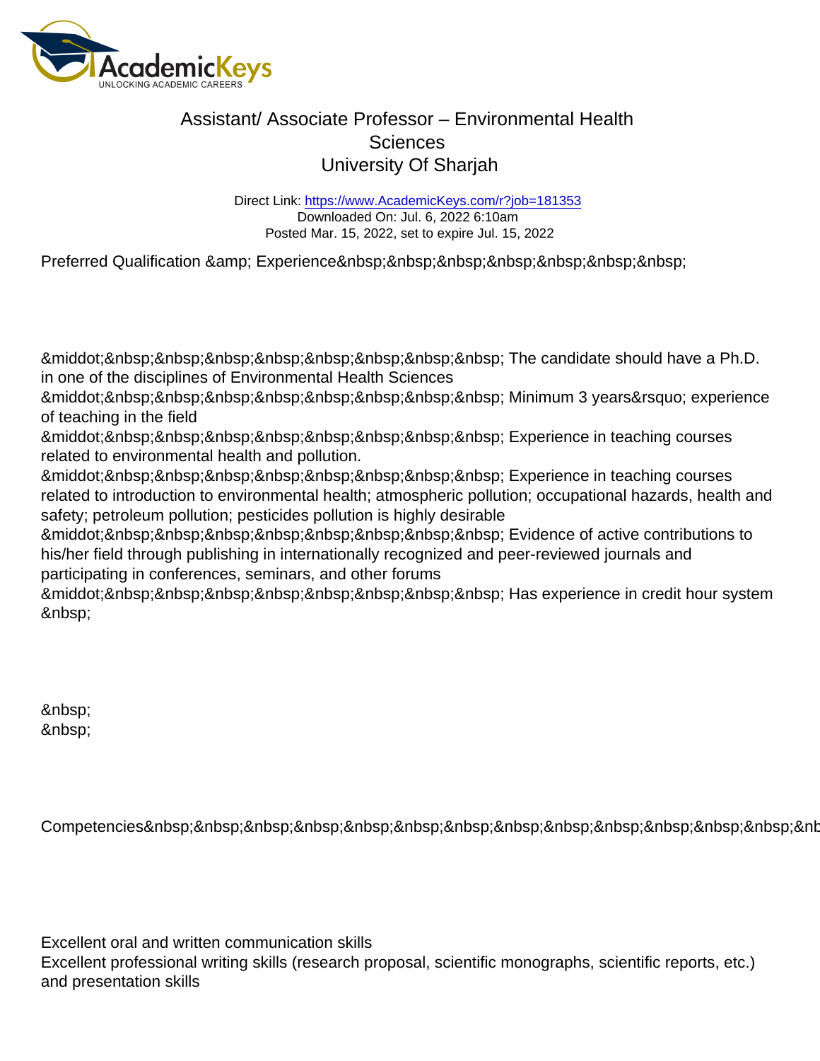# Assistant/ Associate Professor – Environmental Health Sciences
## University Of Sharjah

Direct Link: https://www.AcademicKeys.com/r?job=181353
Downloaded On: Jul. 6, 2022 6:10am
Posted Mar. 15, 2022, set to expire Jul. 15, 2022

Preferred Qualification &amp; Experience&nbsp;&nbsp;&nbsp;&nbsp;&nbsp;&nbsp;&nbsp;

&middot;&nbsp;&nbsp;&nbsp;&nbsp;&nbsp;&nbsp;&nbsp;&nbsp; The candidate should have a Ph.D. in one of the disciplines of Environmental Health Sciences
&middot;&nbsp;&nbsp;&nbsp;&nbsp;&nbsp;&nbsp;&nbsp;&nbsp; Minimum 3 years&rsquo; experience of teaching in the field
&middot;&nbsp;&nbsp;&nbsp;&nbsp;&nbsp;&nbsp;&nbsp;&nbsp; Experience in teaching courses related to environmental health and pollution.
&middot;&nbsp;&nbsp;&nbsp;&nbsp;&nbsp;&nbsp;&nbsp;&nbsp; Experience in teaching courses related to introduction to environmental health; atmospheric pollution; occupational hazards, health and safety; petroleum pollution; pesticides pollution is highly desirable
&middot;&nbsp;&nbsp;&nbsp;&nbsp;&nbsp;&nbsp;&nbsp;&nbsp; Evidence of active contributions to his/her field through publishing in internationally recognized and peer-reviewed journals and participating in conferences, seminars, and other forums
&middot;&nbsp;&nbsp;&nbsp;&nbsp;&nbsp;&nbsp;&nbsp;&nbsp; Has experience in credit hour system
&nbsp;

&nbsp;
&nbsp;

Competencies&nbsp;&nbsp;&nbsp;&nbsp;&nbsp;&nbsp;&nbsp;&nbsp;&nbsp;&nbsp;&nbsp;&nbsp;&nbsp;&nb

Excellent oral and written communication skills
Excellent professional writing skills (research proposal, scientific monographs, scientific reports, etc.) and presentation skills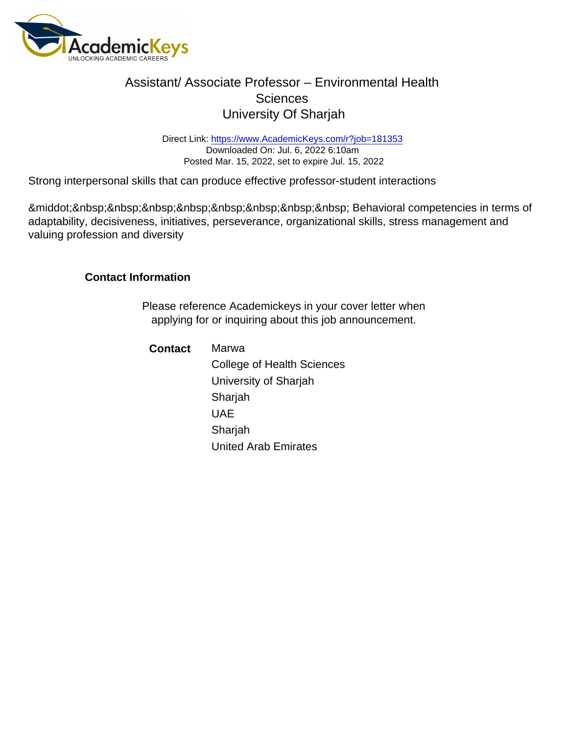# Assistant/ Associate Professor – Environmental Health Sciences
## University Of Sharjah

Direct Link: https://www.AcademicKeys.com/r?job=181353
Downloaded On: Jul. 6, 2022 6:10am
Posted Mar. 15, 2022, set to expire Jul. 15, 2022

Strong interpersonal skills that can produce effective professor-student interactions

&middot;&nbsp;&nbsp;&nbsp;&nbsp;&nbsp;&nbsp;&nbsp;&nbsp; Behavioral competencies in terms of adaptability, decisiveness, initiatives, perseverance, organizational skills, stress management and valuing profession and diversity

### Contact Information

Please reference Academickeys in your cover letter when applying for or inquiring about this job announcement.

**Contact**

Marwa
College of Health Sciences
University of Sharjah
Sharjah
UAE
Sharjah
United Arab Emirates